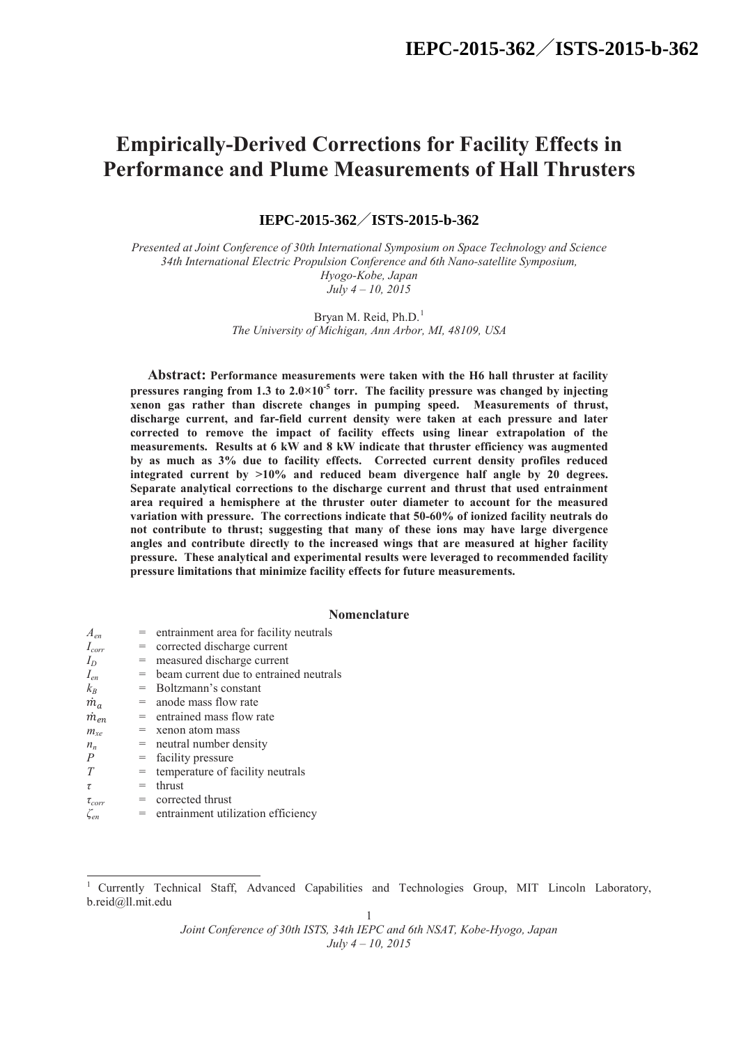# Empirically-Derived Corrections for Facility Effects in Performance and Plume Measurements of Hall Thrusters

**IEPC-2015-362／ISTS-2015-b-362**

*Presented at Joint Conference of 30th International Symposium on Space Technology and Science 34th International Electric Propulsion Conference and 6th Nano-satellite Symposium, Hyogo-Kobe, Japan July 4 – 10, 2015*

Bryan M. Reid, Ph.D.[1]
*The University of Michigan, Ann Arbor, MI, 48109, USA*

**Abstract: Performance measurements were taken with the H6 hall thruster at facility pressures ranging from 1.3 to 2.0×10$^{-5}$ torr. The facility pressure was changed by injecting xenon gas rather than discrete changes in pumping speed. Measurements of thrust, discharge current, and far-field current density were taken at each pressure and later corrected to remove the impact of facility effects using linear extrapolation of the measurements. Results at 6 kW and 8 kW indicate that thruster efficiency was augmented by as much as 3% due to facility effects. Corrected current density profiles reduced integrated current by >10% and reduced beam divergence half angle by 20 degrees. Separate analytical corrections to the discharge current and thrust that used entrainment area required a hemisphere at the thruster outer diameter to account for the measured variation with pressure. The corrections indicate that 50-60% of ionized facility neutrals do not contribute to thrust; suggesting that many of these ions may have large divergence angles and contribute directly to the increased wings that are measured at higher facility pressure. These analytical and experimental results were leveraged to recommended facility pressure limitations that minimize facility effects for future measurements.**

## Nomenclature

| | | |
|---|---|---|
| $A_{en}$ | = | entrainment area for facility neutrals |
| $I_{corr}$ | = | corrected discharge current |
| $I_D$ | = | measured discharge current |
| $I_{en}$ | = | beam current due to entrained neutrals |
| $k_B$ | = | Boltzmann's constant |
| $\dot{m}_a$ | = | anode mass flow rate |
| $\dot{m}_{en}$ | = | entrained mass flow rate |
| $m_{xe}$ | = | xenon atom mass |
| $n_n$ | = | neutral number density |
| $P$ | = | facility pressure |
| $T$ | = | temperature of facility neutrals |
| $\tau$ | = | thrust |
| $\tau_{corr}$ | = | corrected thrust |
| $\zeta_{en}$ | = | entrainment utilization efficiency |

[1] Currently Technical Staff, Advanced Capabilities and Technologies Group, MIT Lincoln Laboratory, b.reid@ll.mit.edu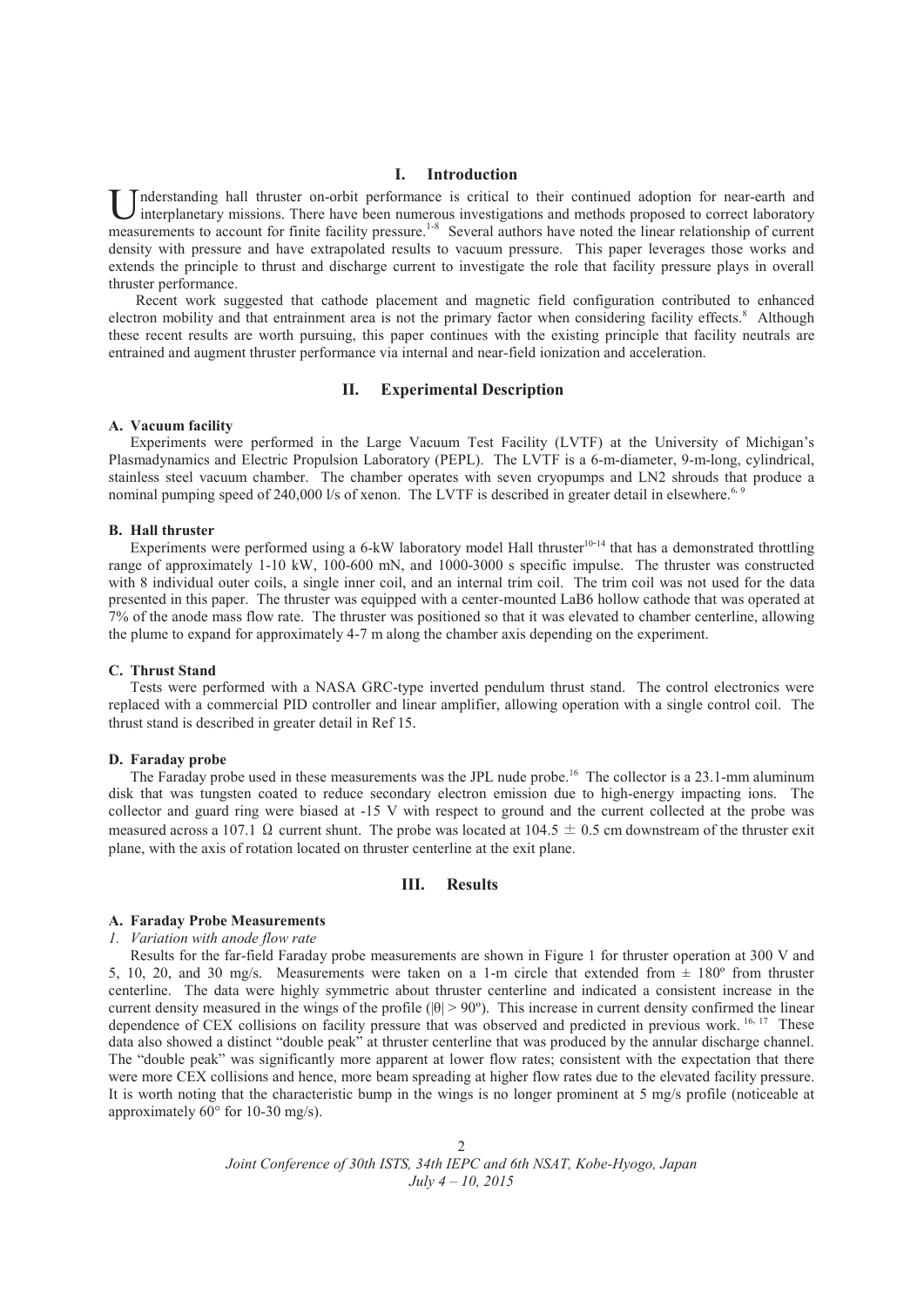## I. Introduction

Understanding hall thruster on-orbit performance is critical to their continued adoption for near-earth and interplanetary missions. There have been numerous investigations and methods proposed to correct laboratory measurements to account for finite facility pressure.[1-8] Several authors have noted the linear relationship of current density with pressure and have extrapolated results to vacuum pressure. This paper leverages those works and extends the principle to thrust and discharge current to investigate the role that facility pressure plays in overall thruster performance.

Recent work suggested that cathode placement and magnetic field configuration contributed to enhanced electron mobility and that entrainment area is not the primary factor when considering facility effects.[8] Although these recent results are worth pursuing, this paper continues with the existing principle that facility neutrals are entrained and augment thruster performance via internal and near-field ionization and acceleration.

## II. Experimental Description

### A. Vacuum facility

Experiments were performed in the Large Vacuum Test Facility (LVTF) at the University of Michigan's Plasmadynamics and Electric Propulsion Laboratory (PEPL). The LVTF is a 6-m-diameter, 9-m-long, cylindrical, stainless steel vacuum chamber. The chamber operates with seven cryopumps and LN2 shrouds that produce a nominal pumping speed of 240,000 l/s of xenon. The LVTF is described in greater detail in elsewhere.[6, 9]

### B. Hall thruster

Experiments were performed using a 6-kW laboratory model Hall thruster[10-14] that has a demonstrated throttling range of approximately 1-10 kW, 100-600 mN, and 1000-3000 s specific impulse. The thruster was constructed with 8 individual outer coils, a single inner coil, and an internal trim coil. The trim coil was not used for the data presented in this paper. The thruster was equipped with a center-mounted $LaB_6$ hollow cathode that was operated at 7% of the anode mass flow rate. The thruster was positioned so that it was elevated to chamber centerline, allowing the plume to expand for approximately 4-7 m along the chamber axis depending on the experiment.

### C. Thrust Stand

Tests were performed with a NASA GRC-type inverted pendulum thrust stand. The control electronics were replaced with a commercial PID controller and linear amplifier, allowing operation with a single control coil. The thrust stand is described in greater detail in Ref 15.

### D. Faraday probe

The Faraday probe used in these measurements was the JPL nude probe.[16] The collector is a 23.1-mm aluminum disk that was tungsten coated to reduce secondary electron emission due to high-energy impacting ions. The collector and guard ring were biased at -15 V with respect to ground and the current collected at the probe was measured across a 107.1 Ω current shunt. The probe was located at 104.5 ± 0.5 cm downstream of the thruster exit plane, with the axis of rotation located on thruster centerline at the exit plane.

## III. Results

### A. Faraday Probe Measurements

*1. Variation with anode flow rate*

Results for the far-field Faraday probe measurements are shown in Figure 1 for thruster operation at 300 V and 5, 10, 20, and 30 mg/s. Measurements were taken on a 1-m circle that extended from ± 180º from thruster centerline. The data were highly symmetric about thruster centerline and indicated a consistent increase in the current density measured in the wings of the profile ($|\theta| > 90º$). This increase in current density confirmed the linear dependence of CEX collisions on facility pressure that was observed and predicted in previous work.[16, 17] These data also showed a distinct "double peak" at thruster centerline that was produced by the annular discharge channel. The "double peak" was significantly more apparent at lower flow rates; consistent with the expectation that there were more CEX collisions and hence, more beam spreading at higher flow rates due to the elevated facility pressure. It is worth noting that the characteristic bump in the wings is no longer prominent at 5 mg/s profile (noticeable at approximately 60° for 10-30 mg/s).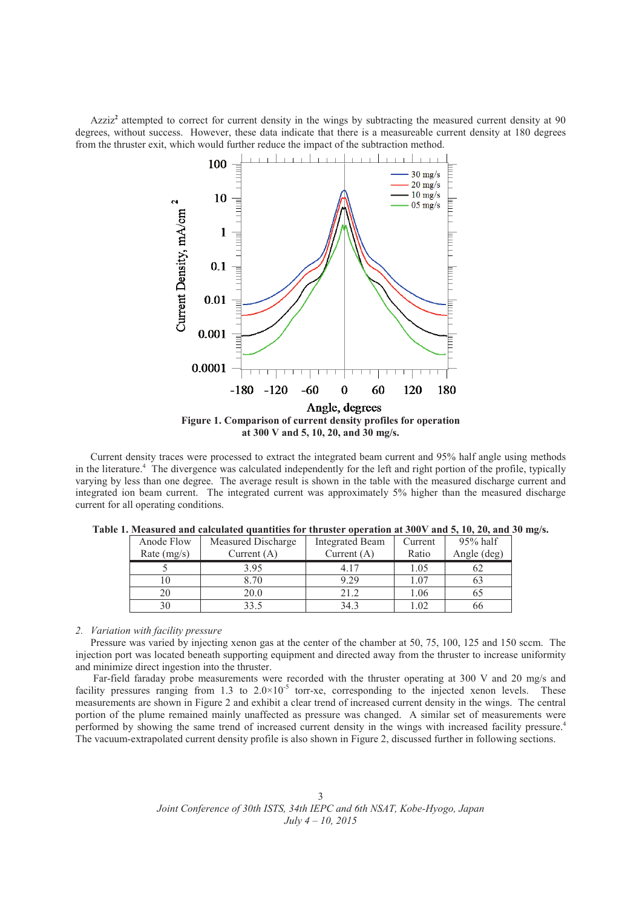Azziz[2] attempted to correct for current density in the wings by subtracting the measured current density at 90 degrees, without success. However, these data indicate that there is a measureable current density at 180 degrees from the thruster exit, which would further reduce the impact of the subtraction method.

**Figure 1. Comparison of current density profiles for operation at 300 V and 5, 10, 20, and 30 mg/s.**

Current density traces were processed to extract the integrated beam current and 95% half angle using methods in the literature.[4] The divergence was calculated independently for the left and right portion of the profile, typically varying by less than one degree. The average result is shown in the table with the measured discharge current and integrated ion beam current. The integrated current was approximately 5% higher than the measured discharge current for all operating conditions.

**Table 1. Measured and calculated quantities for thruster operation at 300V and 5, 10, 20, and 30 mg/s.**

| Anode Flow Rate (mg/s) | Measured Discharge Current (A) | Integrated Beam Current (A) | Current Ratio | 95% half Angle (deg) |
|---|---|---|---|---|
| 5 | 3.95 | 4.17 | 1.05 | 62 |
| 10 | 8.70 | 9.29 | 1.07 | 63 |
| 20 | 20.0 | 21.2 | 1.06 | 65 |
| 30 | 33.5 | 34.3 | 1.02 | 66 |

*2. Variation with facility pressure*

Pressure was varied by injecting xenon gas at the center of the chamber at 50, 75, 100, 125 and 150 sccm. The injection port was located beneath supporting equipment and directed away from the thruster to increase uniformity and minimize direct ingestion into the thruster.

Far-field faraday probe measurements were recorded with the thruster operating at 300 V and 20 mg/s and facility pressures ranging from 1.3 to $2.0\times10^{-5}$ torr-xe, corresponding to the injected xenon levels. These measurements are shown in Figure 2 and exhibit a clear trend of increased current density in the wings. The central portion of the plume remained mainly unaffected as pressure was changed. A similar set of measurements were performed by showing the same trend of increased current density in the wings with increased facility pressure.[4] The vacuum-extrapolated current density profile is also shown in Figure 2, discussed further in following sections.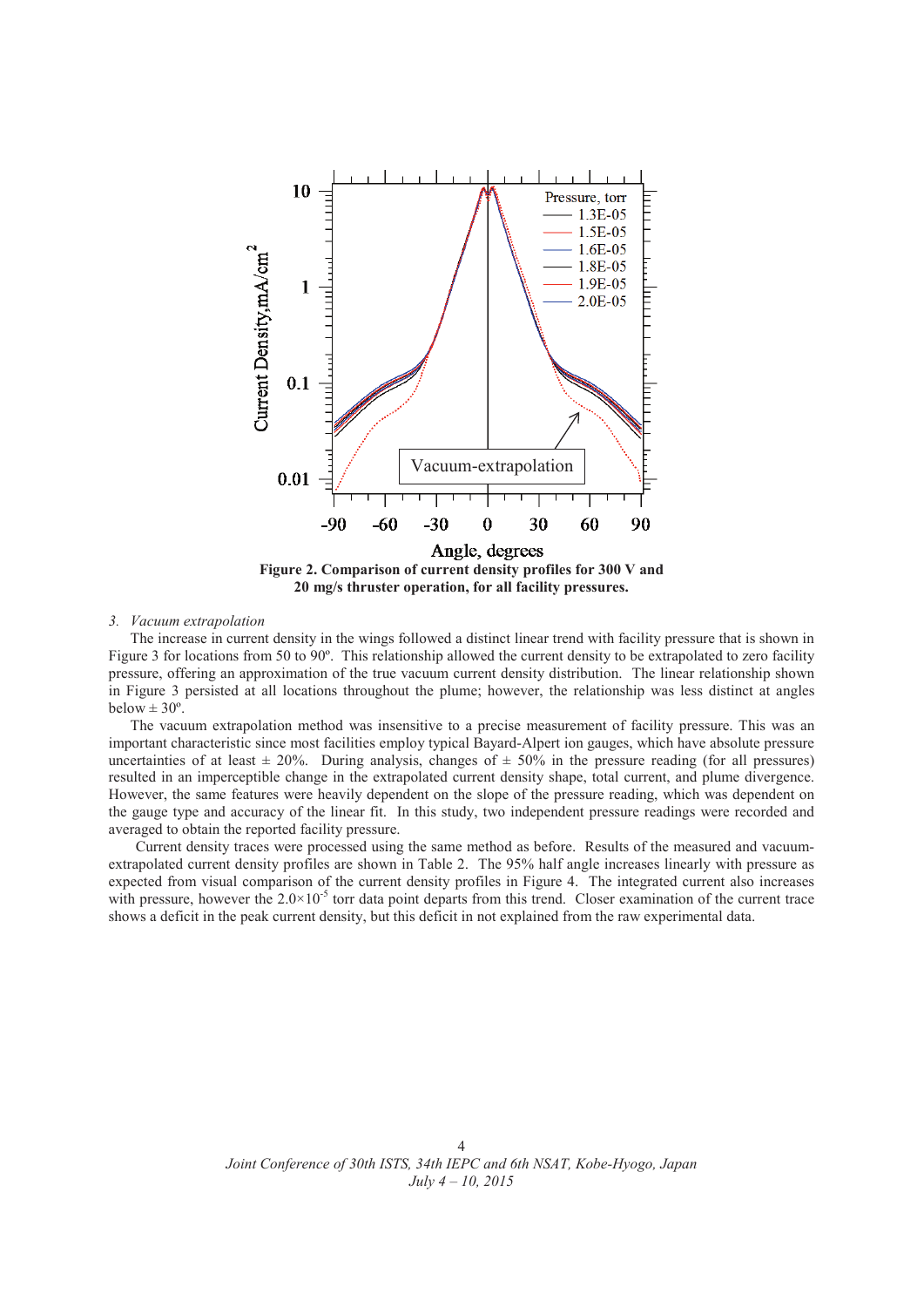Figure 2. Comparison of current density profiles for 300 V and 20 mg/s thruster operation, for all facility pressures.

*3. Vacuum extrapolation*

The increase in current density in the wings followed a distinct linear trend with facility pressure that is shown in Figure 3 for locations from 50 to 90º. This relationship allowed the current density to be extrapolated to zero facility pressure, offering an approximation of the true vacuum current density distribution. The linear relationship shown in Figure 3 persisted at all locations throughout the plume; however, the relationship was less distinct at angles below ± 30º.

The vacuum extrapolation method was insensitive to a precise measurement of facility pressure. This was an important characteristic since most facilities employ typical Bayard-Alpert ion gauges, which have absolute pressure uncertainties of at least ± 20%. During analysis, changes of ± 50% in the pressure reading (for all pressures) resulted in an imperceptible change in the extrapolated current density shape, total current, and plume divergence. However, the same features were heavily dependent on the slope of the pressure reading, which was dependent on the gauge type and accuracy of the linear fit. In this study, two independent pressure readings were recorded and averaged to obtain the reported facility pressure.

Current density traces were processed using the same method as before. Results of the measured and vacuum-extrapolated current density profiles are shown in Table 2. The 95% half angle increases linearly with pressure as expected from visual comparison of the current density profiles in Figure 4. The integrated current also increases with pressure, however the $2.0\times10^{-5}$ torr data point departs from this trend. Closer examination of the current trace shows a deficit in the peak current density, but this deficit in not explained from the raw experimental data.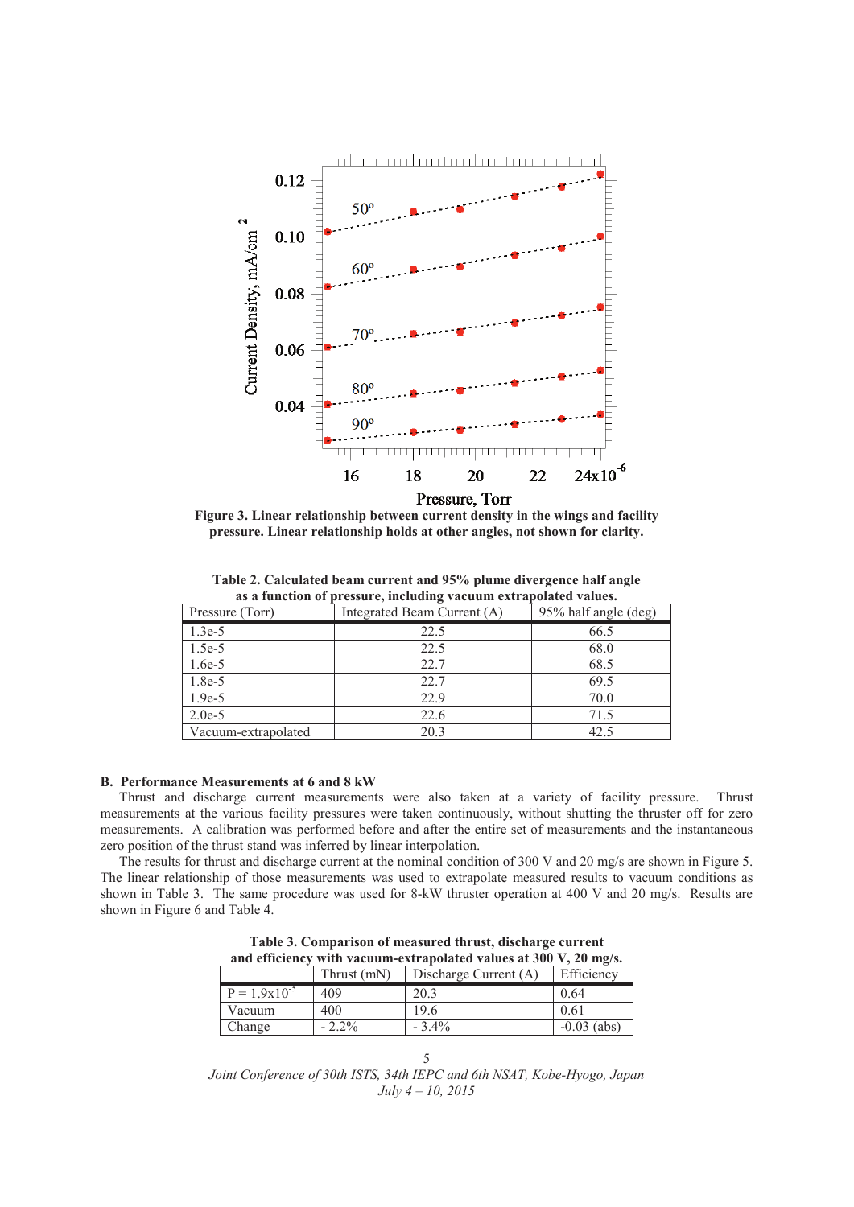Figure 3. Linear relationship between current density in the wings and facility pressure. Linear relationship holds at other angles, not shown for clarity.

**Table 2. Calculated beam current and 95% plume divergence half angle as a function of pressure, including vacuum extrapolated values.**

| Pressure (Torr) | Integrated Beam Current (A) | 95% half angle (deg) |
|---|---|---|
| 1.3e-5 | 22.5 | 66.5 |
| 1.5e-5 | 22.5 | 68.0 |
| 1.6e-5 | 22.7 | 68.5 |
| 1.8e-5 | 22.7 | 69.5 |
| 1.9e-5 | 22.9 | 70.0 |
| 2.0e-5 | 22.6 | 71.5 |
| Vacuum-extrapolated | 20.3 | 42.5 |

### B. Performance Measurements at 6 and 8 kW

Thrust and discharge current measurements were also taken at a variety of facility pressure. Thrust measurements at the various facility pressures were taken continuously, without shutting the thruster off for zero measurements. A calibration was performed before and after the entire set of measurements and the instantaneous zero position of the thrust stand was inferred by linear interpolation.

The results for thrust and discharge current at the nominal condition of 300 V and 20 mg/s are shown in Figure 5. The linear relationship of those measurements was used to extrapolate measured results to vacuum conditions as shown in Table 3. The same procedure was used for 8-kW thruster operation at 400 V and 20 mg/s. Results are shown in Figure 6 and Table 4.

**Table 3. Comparison of measured thrust, discharge current and efficiency with vacuum-extrapolated values at 300 V, 20 mg/s.**

| | Thrust (mN) | Discharge Current (A) | Efficiency |
|---|---|---|---|
| P = $1.9 \times 10^{-5}$ | 409 | 20.3 | 0.64 |
| Vacuum | 400 | 19.6 | 0.61 |
| Change | - 2.2% | - 3.4% | -0.03 (abs) |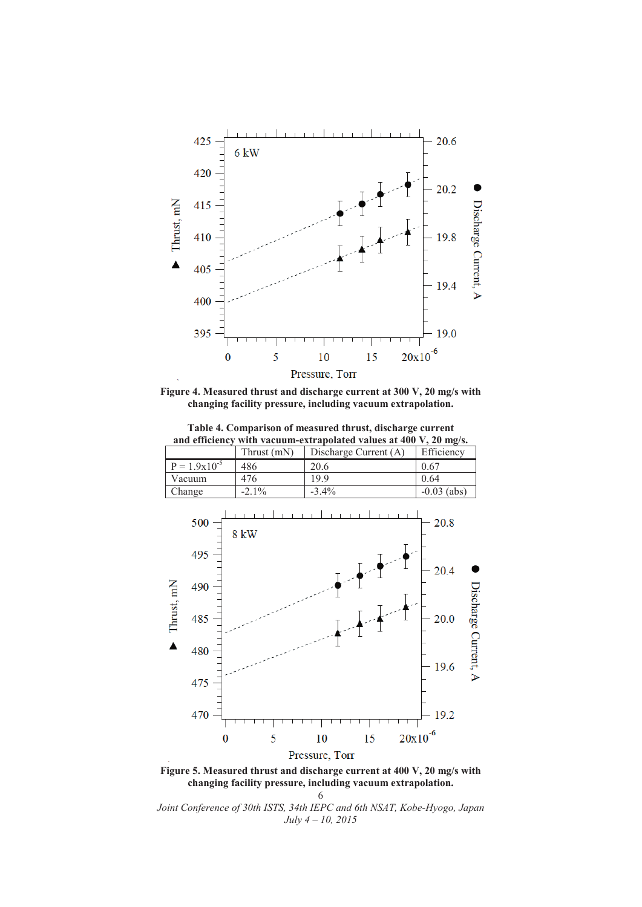**Figure 4. Measured thrust and discharge current at 300 V, 20 mg/s with changing facility pressure, including vacuum extrapolation.**

**Table 4. Comparison of measured thrust, discharge current and efficiency with vacuum-extrapolated values at 400 V, 20 mg/s.**

| | Thrust (mN) | Discharge Current (A) | Efficiency |
|---|---|---|---|
| P = $1.9 \times 10^{-5}$ | 486 | 20.6 | 0.67 |
| Vacuum | 476 | 19.9 | 0.64 |
| Change | -2.1% | -3.4% | -0.03 (abs) |

**Figure 5. Measured thrust and discharge current at 400 V, 20 mg/s with changing facility pressure, including vacuum extrapolation.**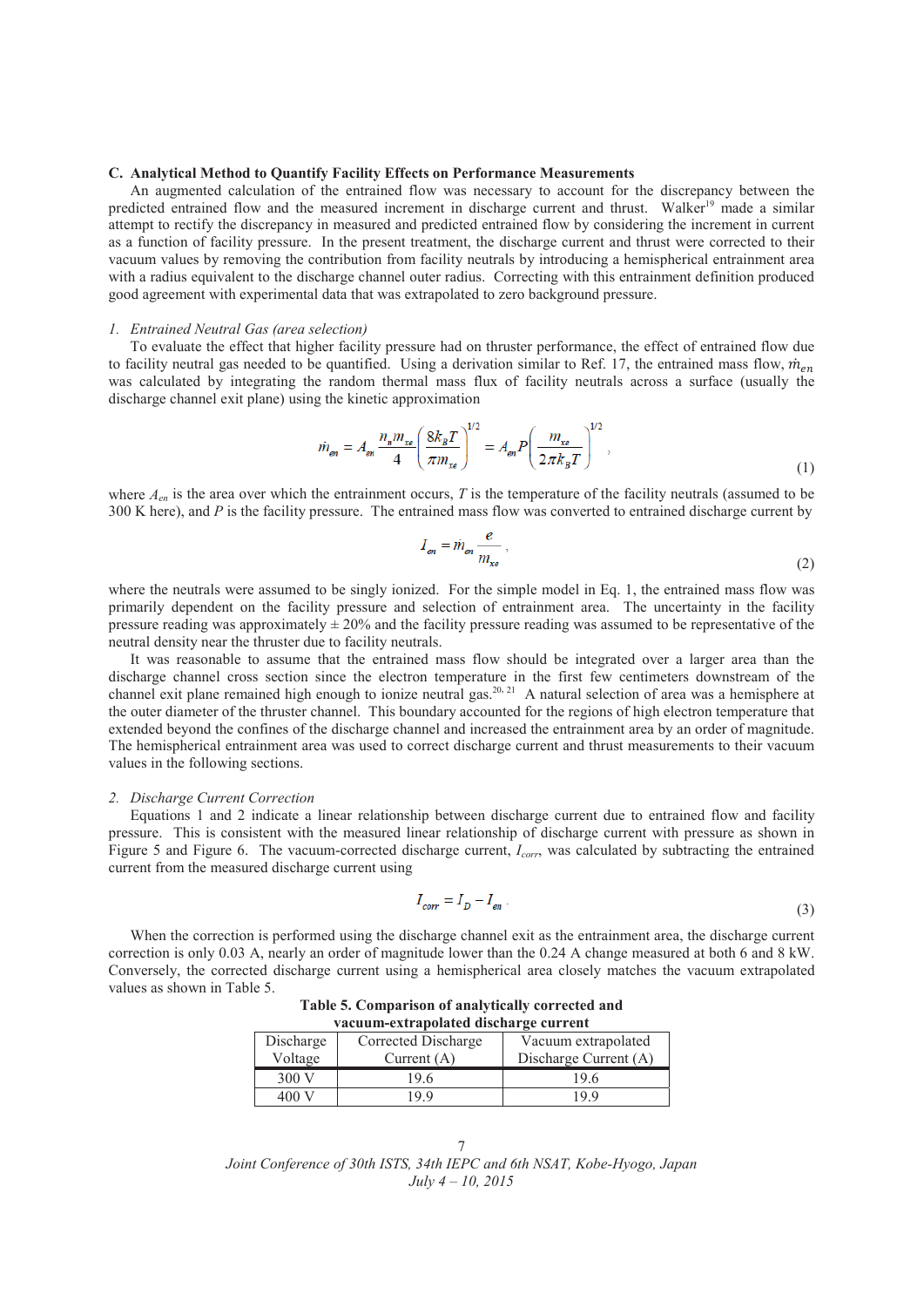### C. Analytical Method to Quantify Facility Effects on Performance Measurements

An augmented calculation of the entrained flow was necessary to account for the discrepancy between the predicted entrained flow and the measured increment in discharge current and thrust. Walker[19] made a similar attempt to rectify the discrepancy in measured and predicted entrained flow by considering the increment in current as a function of facility pressure. In the present treatment, the discharge current and thrust were corrected to their vacuum values by removing the contribution from facility neutrals by introducing a hemispherical entrainment area with a radius equivalent to the discharge channel outer radius. Correcting with this entrainment definition produced good agreement with experimental data that was extrapolated to zero background pressure.

#### *1. Entrained Neutral Gas (area selection)*

To evaluate the effect that higher facility pressure had on thruster performance, the effect of entrained flow due to facility neutral gas needed to be quantified. Using a derivation similar to Ref. 17, the entrained mass flow, $\dot{m}_{en}$ was calculated by integrating the random thermal mass flux of facility neutrals across a surface (usually the discharge channel exit plane) using the kinetic approximation

$$\dot{m}_{en} = A_{en} \frac{n_n m_{xe}}{4} \left( \frac{8 k_B T}{\pi m_{xe}} \right)^{1/2} = A_{en} P \left( \frac{m_{xe}}{2 \pi k_B T} \right)^{1/2}, \tag{1}$$

where $A_{en}$ is the area over which the entrainment occurs, $T$ is the temperature of the facility neutrals (assumed to be 300 K here), and $P$ is the facility pressure. The entrained mass flow was converted to entrained discharge current by

$$I_{en} = \dot{m}_{en} \frac{e}{m_{xe}}, \tag{2}$$

where the neutrals were assumed to be singly ionized. For the simple model in Eq. 1, the entrained mass flow was primarily dependent on the facility pressure and selection of entrainment area. The uncertainty in the facility pressure reading was approximately ± 20% and the facility pressure reading was assumed to be representative of the neutral density near the thruster due to facility neutrals.

It was reasonable to assume that the entrained mass flow should be integrated over a larger area than the discharge channel cross section since the electron temperature in the first few centimeters downstream of the channel exit plane remained high enough to ionize neutral gas.[20, 21] A natural selection of area was a hemisphere at the outer diameter of the thruster channel. This boundary accounted for the regions of high electron temperature that extended beyond the confines of the discharge channel and increased the entrainment area by an order of magnitude. The hemispherical entrainment area was used to correct discharge current and thrust measurements to their vacuum values in the following sections.

#### *2. Discharge Current Correction*

Equations 1 and 2 indicate a linear relationship between discharge current due to entrained flow and facility pressure. This is consistent with the measured linear relationship of discharge current with pressure as shown in Figure 5 and Figure 6. The vacuum-corrected discharge current, $I_{corr}$, was calculated by subtracting the entrained current from the measured discharge current using

$$I_{corr} = I_D - I_{en} \tag{3}$$

When the correction is performed using the discharge channel exit as the entrainment area, the discharge current correction is only 0.03 A, nearly an order of magnitude lower than the 0.24 A change measured at both 6 and 8 kW. Conversely, the corrected discharge current using a hemispherical area closely matches the vacuum extrapolated values as shown in Table 5.

**Table 5. Comparison of analytically corrected and vacuum-extrapolated discharge current**

| Discharge Voltage | Corrected Discharge Current (A) | Vacuum extrapolated Discharge Current (A) |
|---|---|---|
| 300 V | 19.6 | 19.6 |
| 400 V | 19.9 | 19.9 |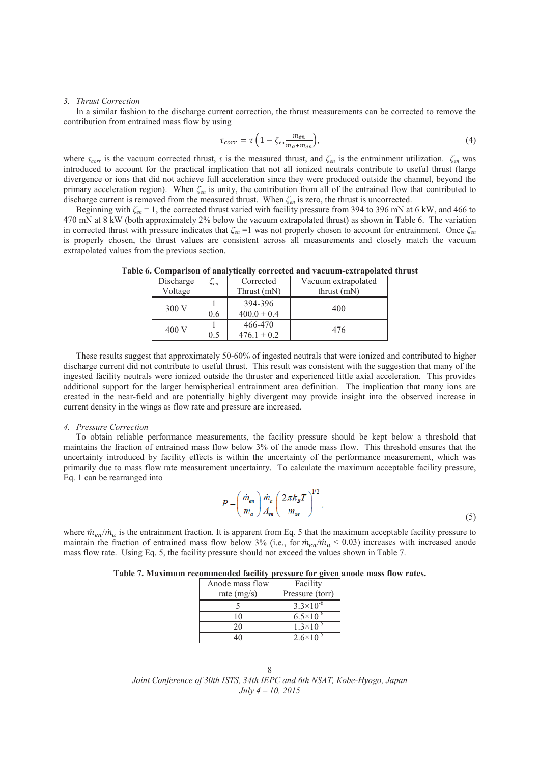### *3. Thrust Correction*

In a similar fashion to the discharge current correction, the thrust measurements can be corrected to remove the contribution from entrained mass flow by using

$$\tau_{corr} = \tau\left(1 - \zeta_{en}\frac{\dot{m}_{en}}{\dot{m}_a + \dot{m}_{en}}\right), \tag{4}$$

where $\tau_{corr}$ is the vacuum corrected thrust, $\tau$ is the measured thrust, and $\zeta_{en}$ is the entrainment utilization. $\zeta_{en}$ was introduced to account for the practical implication that not all ionized neutrals contribute to useful thrust (large divergence or ions that did not achieve full acceleration since they were produced outside the channel, beyond the primary acceleration region). When $\zeta_{en}$ is unity, the contribution from all of the entrained flow that contributed to discharge current is removed from the measured thrust. When $\zeta_{en}$ is zero, the thrust is uncorrected.

Beginning with $\zeta_{en} = 1$, the corrected thrust varied with facility pressure from 394 to 396 mN at 6 kW, and 466 to 470 mN at 8 kW (both approximately 2% below the vacuum extrapolated thrust) as shown in Table 6. The variation in corrected thrust with pressure indicates that $\zeta_{en} = 1$ was not properly chosen to account for entrainment. Once $\zeta_{en}$ is properly chosen, the thrust values are consistent across all measurements and closely match the vacuum extrapolated values from the previous section.

**Table 6. Comparison of analytically corrected and vacuum-extrapolated thrust**

| Discharge Voltage | $\zeta_{en}$ | Corrected Thrust (mN) | Vacuum extrapolated thrust (mN) |
|---|---|---|---|
| 300 V | 1 | 394-396 | 400 |
| | 0.6 | $400.0 \pm 0.4$ | |
| 400 V | 1 | 466-470 | 476 |
| | 0.5 | $476.1 \pm 0.2$ | |

These results suggest that approximately 50-60% of ingested neutrals that were ionized and contributed to higher discharge current did not contribute to useful thrust. This result was consistent with the suggestion that many of the ingested facility neutrals were ionized outside the thruster and experienced little axial acceleration. This provides additional support for the larger hemispherical entrainment area definition. The implication that many ions are created in the near-field and are potentially highly divergent may provide insight into the observed increase in current density in the wings as flow rate and pressure are increased.

### *4. Pressure Correction*

To obtain reliable performance measurements, the facility pressure should be kept below a threshold that maintains the fraction of entrained mass flow below 3% of the anode mass flow. This threshold ensures that the uncertainty introduced by facility effects is within the uncertainty of the performance measurement, which was primarily due to mass flow rate measurement uncertainty. To calculate the maximum acceptable facility pressure, Eq. 1 can be rearranged into

$$P = \left(\frac{\dot{m}_{en}}{\dot{m}_a}\right)\frac{\dot{m}_a}{A_{en}}\left(\frac{2\pi k_B T}{m_{xe}}\right)^{1/2}, \tag{5}$$

where $\dot{m}_{en}/\dot{m}_a$ is the entrainment fraction. It is apparent from Eq. 5 that the maximum acceptable facility pressure to maintain the fraction of entrained mass flow below 3% (i.e., for $\dot{m}_{en}/\dot{m}_a < 0.03$) increases with increased anode mass flow rate. Using Eq. 5, the facility pressure should not exceed the values shown in Table 7.

**Table 7. Maximum recommended facility pressure for given anode mass flow rates.**

| Anode mass flow rate (mg/s) | Facility Pressure (torr) |
|---|---|
| 5 | $3.3\times10^{-6}$ |
| 10 | $6.5\times10^{-6}$ |
| 20 | $1.3\times10^{-5}$ |
| 40 | $2.6\times10^{-5}$ |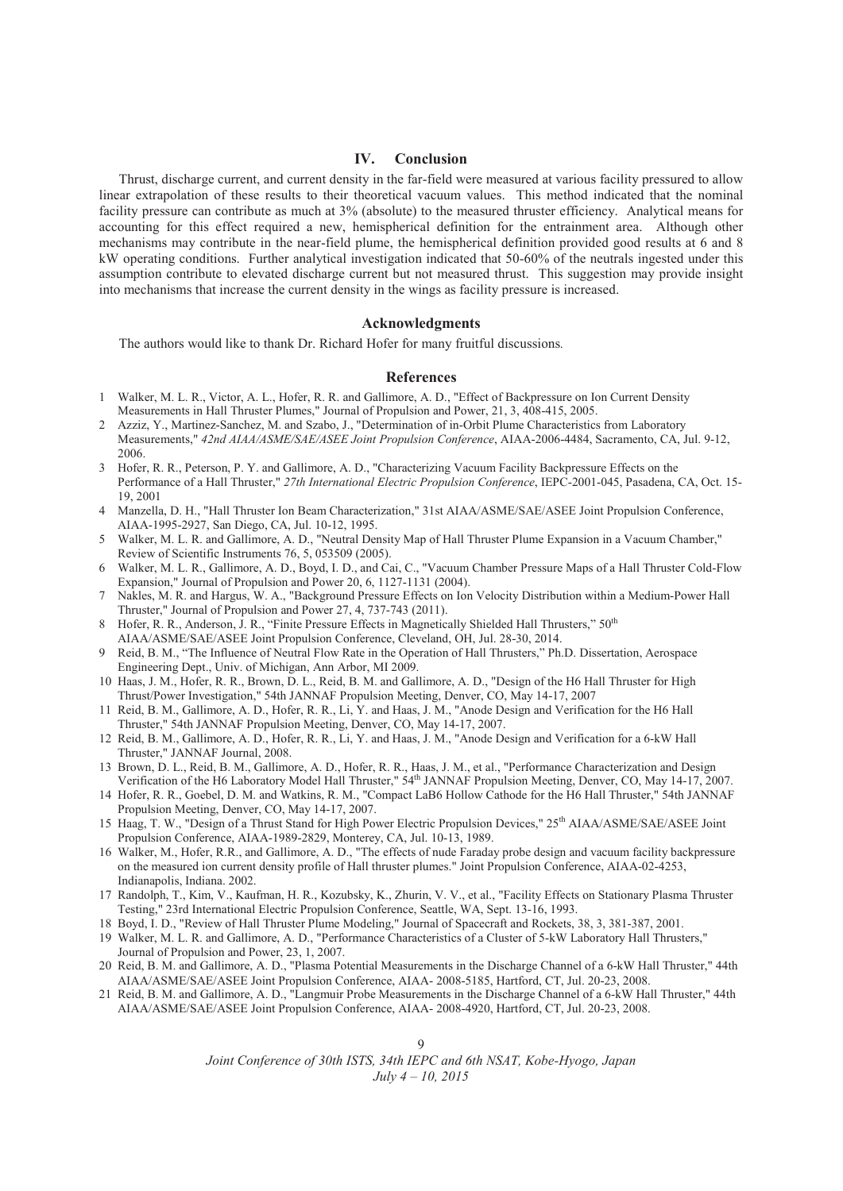## IV. Conclusion

Thrust, discharge current, and current density in the far-field were measured at various facility pressured to allow linear extrapolation of these results to their theoretical vacuum values. This method indicated that the nominal facility pressure can contribute as much at 3% (absolute) to the measured thruster efficiency. Analytical means for accounting for this effect required a new, hemispherical definition for the entrainment area. Although other mechanisms may contribute in the near-field plume, the hemispherical definition provided good results at 6 and 8 kW operating conditions. Further analytical investigation indicated that 50-60% of the neutrals ingested under this assumption contribute to elevated discharge current but not measured thrust. This suggestion may provide insight into mechanisms that increase the current density in the wings as facility pressure is increased.

## Acknowledgments

The authors would like to thank Dr. Richard Hofer for many fruitful discussions.

## References

1 Walker, M. L. R., Victor, A. L., Hofer, R. R. and Gallimore, A. D., "Effect of Backpressure on Ion Current Density Measurements in Hall Thruster Plumes," Journal of Propulsion and Power, 21, 3, 408-415, 2005.

2 Azziz, Y., Martinez-Sanchez, M. and Szabo, J., "Determination of in-Orbit Plume Characteristics from Laboratory Measurements," *42nd AIAA/ASME/SAE/ASEE Joint Propulsion Conference*, AIAA-2006-4484, Sacramento, CA, Jul. 9-12, 2006.

3 Hofer, R. R., Peterson, P. Y. and Gallimore, A. D., "Characterizing Vacuum Facility Backpressure Effects on the Performance of a Hall Thruster," *27th International Electric Propulsion Conference*, IEPC-2001-045, Pasadena, CA, Oct. 15-19, 2001

4 Manzella, D. H., "Hall Thruster Ion Beam Characterization," 31st AIAA/ASME/SAE/ASEE Joint Propulsion Conference, AIAA-1995-2927, San Diego, CA, Jul. 10-12, 1995.

5 Walker, M. L. R. and Gallimore, A. D., "Neutral Density Map of Hall Thruster Plume Expansion in a Vacuum Chamber," Review of Scientific Instruments 76, 5, 053509 (2005).

6 Walker, M. L. R., Gallimore, A. D., Boyd, I. D., and Cai, C., "Vacuum Chamber Pressure Maps of a Hall Thruster Cold-Flow Expansion," Journal of Propulsion and Power 20, 6, 1127-1131 (2004).

7 Nakles, M. R. and Hargus, W. A., "Background Pressure Effects on Ion Velocity Distribution within a Medium-Power Hall Thruster," Journal of Propulsion and Power 27, 4, 737-743 (2011).

8 Hofer, R. R., Anderson, J. R., "Finite Pressure Effects in Magnetically Shielded Hall Thrusters," 50th AIAA/ASME/SAE/ASEE Joint Propulsion Conference, Cleveland, OH, Jul. 28-30, 2014.

9 Reid, B. M., "The Influence of Neutral Flow Rate in the Operation of Hall Thrusters," Ph.D. Dissertation, Aerospace Engineering Dept., Univ. of Michigan, Ann Arbor, MI 2009.

10 Haas, J. M., Hofer, R. R., Brown, D. L., Reid, B. M. and Gallimore, A. D., "Design of the H6 Hall Thruster for High Thrust/Power Investigation," 54th JANNAF Propulsion Meeting, Denver, CO, May 14-17, 2007

11 Reid, B. M., Gallimore, A. D., Hofer, R. R., Li, Y. and Haas, J. M., "Anode Design and Verification for the H6 Hall Thruster," 54th JANNAF Propulsion Meeting, Denver, CO, May 14-17, 2007.

12 Reid, B. M., Gallimore, A. D., Hofer, R. R., Li, Y. and Haas, J. M., "Anode Design and Verification for a 6-kW Hall Thruster," JANNAF Journal, 2008.

13 Brown, D. L., Reid, B. M., Gallimore, A. D., Hofer, R. R., Haas, J. M., et al., "Performance Characterization and Design Verification of the H6 Laboratory Model Hall Thruster," 54th JANNAF Propulsion Meeting, Denver, CO, May 14-17, 2007.

14 Hofer, R. R., Goebel, D. M. and Watkins, R. M., "Compact LaB6 Hollow Cathode for the H6 Hall Thruster," 54th JANNAF Propulsion Meeting, Denver, CO, May 14-17, 2007.

15 Haag, T. W., "Design of a Thrust Stand for High Power Electric Propulsion Devices," 25th AIAA/ASME/SAE/ASEE Joint Propulsion Conference, AIAA-1989-2829, Monterey, CA, Jul. 10-13, 1989.

16 Walker, M., Hofer, R.R., and Gallimore, A. D., "The effects of nude Faraday probe design and vacuum facility backpressure on the measured ion current density profile of Hall thruster plumes." Joint Propulsion Conference, AIAA-02-4253, Indianapolis, Indiana. 2002.

17 Randolph, T., Kim, V., Kaufman, H. R., Kozubsky, K., Zhurin, V. V., et al., "Facility Effects on Stationary Plasma Thruster Testing," 23rd International Electric Propulsion Conference, Seattle, WA, Sept. 13-16, 1993.

18 Boyd, I. D., "Review of Hall Thruster Plume Modeling," Journal of Spacecraft and Rockets, 38, 3, 381-387, 2001.

19 Walker, M. L. R. and Gallimore, A. D., "Performance Characteristics of a Cluster of 5-kW Laboratory Hall Thrusters," Journal of Propulsion and Power, 23, 1, 2007.

20 Reid, B. M. and Gallimore, A. D., "Plasma Potential Measurements in the Discharge Channel of a 6-kW Hall Thruster," 44th AIAA/ASME/SAE/ASEE Joint Propulsion Conference, AIAA- 2008-5185, Hartford, CT, Jul. 20-23, 2008.

21 Reid, B. M. and Gallimore, A. D., "Langmuir Probe Measurements in the Discharge Channel of a 6-kW Hall Thruster," 44th AIAA/ASME/SAE/ASEE Joint Propulsion Conference, AIAA- 2008-4920, Hartford, CT, Jul. 20-23, 2008.